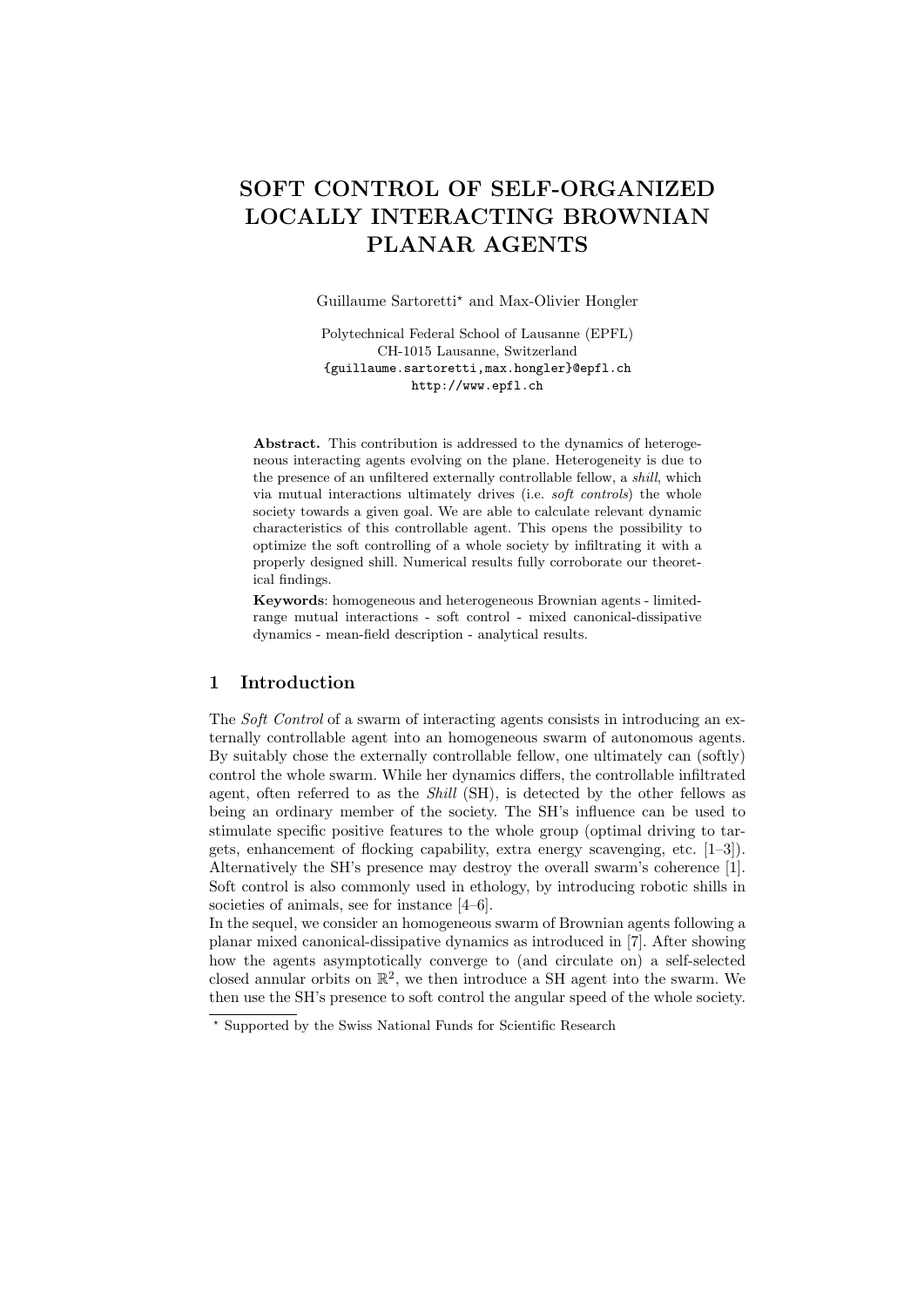# SOFT CONTROL OF SELF-ORGANIZED LOCALLY INTERACTING BROWNIAN PLANAR AGENTS

Guillaume Sartoretti* and Max-Olivier Hongler

Polytechnical Federal School of Lausanne (EPFL)
CH-1015 Lausanne, Switzerland
{guillaume.sartoretti,max.hongler}@epfl.ch
http://www.epfl.ch

**Abstract.** This contribution is addressed to the dynamics of heterogeneous interacting agents evolving on the plane. Heterogeneity is due to the presence of an unfiltered externally controllable fellow, a *shill*, which via mutual interactions ultimately drives (i.e. *soft controls*) the whole society towards a given goal. We are able to calculate relevant dynamic characteristics of this controllable agent. This opens the possibility to optimize the soft controlling of a whole society by infiltrating it with a properly designed shill. Numerical results fully corroborate our theoretical findings.

**Keywords**: homogeneous and heterogeneous Brownian agents - limited-range mutual interactions - soft control - mixed canonical-dissipative dynamics - mean-field description - analytical results.

## 1 Introduction

The *Soft Control* of a swarm of interacting agents consists in introducing an externally controllable agent into an homogeneous swarm of autonomous agents. By suitably chose the externally controllable fellow, one ultimately can (softly) control the whole swarm. While her dynamics differs, the controllable infiltrated agent, often referred to as the *Shill* (SH), is detected by the other fellows as being an ordinary member of the society. The SH's influence can be used to stimulate specific positive features to the whole group (optimal driving to targets, enhancement of flocking capability, extra energy scavenging, etc. [1–3]). Alternatively the SH's presence may destroy the overall swarm's coherence [1]. Soft control is also commonly used in ethology, by introducing robotic shills in societies of animals, see for instance [4–6].

In the sequel, we consider an homogeneous swarm of Brownian agents following a planar mixed canonical-dissipative dynamics as introduced in [7]. After showing how the agents asymptotically converge to (and circulate on) a self-selected closed annular orbits on $\mathbb{R}^2$, we then introduce a SH agent into the swarm. We then use the SH's presence to soft control the angular speed of the whole society.

* Supported by the Swiss National Funds for Scientific Research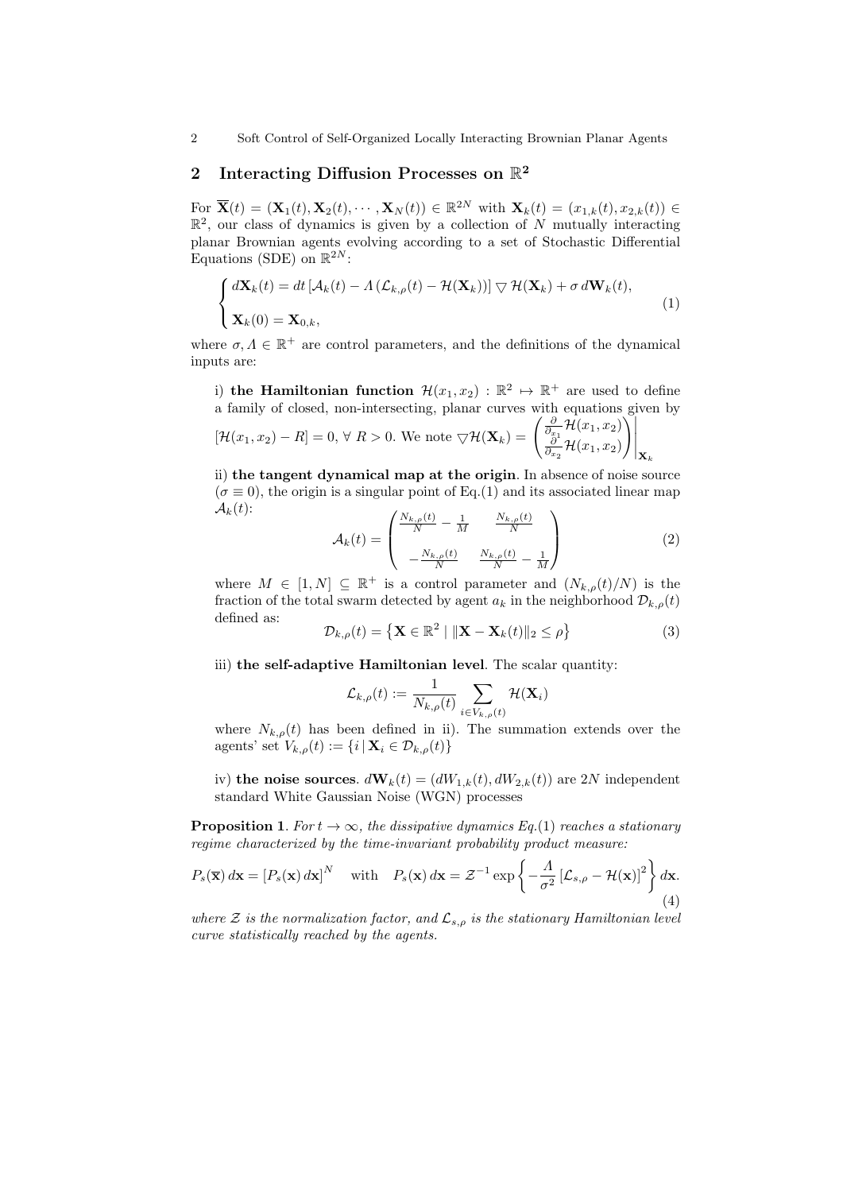## 2 Interacting Diffusion Processes on $\mathbb{R}^2$

For $\overline{\mathbf{X}}(t) = (\mathbf{X}_1(t), \mathbf{X}_2(t), \cdots, \mathbf{X}_N(t)) \in \mathbb{R}^{2N}$ with $\mathbf{X}_k(t) = (x_{1,k}(t), x_{2,k}(t)) \in \mathbb{R}^2$, our class of dynamics is given by a collection of $N$ mutually interacting planar Brownian agents evolving according to a set of Stochastic Differential Equations (SDE) on $\mathbb{R}^{2N}$:

$$
\begin{cases}
d\mathbf{X}_k(t) = dt \left[\mathcal{A}_k(t) - \Lambda \left(\mathcal{L}_{k,\rho}(t) - \mathcal{H}(\mathbf{X}_k)\right)\right] \bigtriangledown \mathcal{H}(\mathbf{X}_k) + \sigma \, d\mathbf{W}_k(t), \\
\\
\mathbf{X}_k(0) = \mathbf{X}_{0,k},
\end{cases}
\tag{1}
$$

where $\sigma, \Lambda \in \mathbb{R}^+$ are control parameters, and the definitions of the dynamical inputs are:

i) **the Hamiltonian function** $\mathcal{H}(x_1, x_2) : \mathbb{R}^2 \mapsto \mathbb{R}^+$ are used to define a family of closed, non-intersecting, planar curves with equations given by $[\mathcal{H}(x_1, x_2) - R] = 0, \; \forall \; R > 0$. We note $\bigtriangledown \mathcal{H}(\mathbf{X}_k) = \left.\begin{pmatrix} \frac{\partial}{\partial_{x_1}} \mathcal{H}(x_1, x_2) \\ \frac{\partial}{\partial_{x_2}} \mathcal{H}(x_1, x_2) \end{pmatrix}\right|_{\mathbf{X}_k}$

ii) **the tangent dynamical map at the origin**. In absence of noise source ($\sigma \equiv 0$), the origin is a singular point of Eq.(1) and its associated linear map $\mathcal{A}_k(t)$:

$$
\mathcal{A}_k(t) = \begin{pmatrix} \frac{N_{k,\rho}(t)}{N} - \frac{1}{M} & \frac{N_{k,\rho}(t)}{N} \\ \\ -\frac{N_{k,\rho}(t)}{N} & \frac{N_{k,\rho}(t)}{N} - \frac{1}{M} \end{pmatrix}
\tag{2}
$$

where $M \in [1, N] \subseteq \mathbb{R}^+$ is a control parameter and $(N_{k,\rho}(t)/N)$ is the fraction of the total swarm detected by agent $a_k$ in the neighborhood $\mathcal{D}_{k,\rho}(t)$ defined as:

$$
\mathcal{D}_{k,\rho}(t) = \left\{ \mathbf{X} \in \mathbb{R}^2 \mid \|\mathbf{X} - \mathbf{X}_k(t)\|_2 \leq \rho \right\}
\tag{3}
$$

iii) **the self-adaptive Hamiltonian level**. The scalar quantity:

$$
\mathcal{L}_{k,\rho}(t) := \frac{1}{N_{k,\rho}(t)} \sum_{i \in V_{k,\rho}(t)} \mathcal{H}(\mathbf{X}_i)
$$

where $N_{k,\rho}(t)$ has been defined in ii). The summation extends over the agents' set $V_{k,\rho}(t) := \{ i \,|\, \mathbf{X}_i \in \mathcal{D}_{k,\rho}(t) \}$

iv) **the noise sources**. $d\mathbf{W}_k(t) = (dW_{1,k}(t), dW_{2,k}(t))$ are $2N$ independent standard White Gaussian Noise (WGN) processes

**Proposition 1**. *For $t \to \infty$, the dissipative dynamics Eq.(1) reaches a stationary regime characterized by the time-invariant probability product measure:*

$$
P_s(\overline{\mathbf{x}}) \, d\mathbf{x} = \left[P_s(\mathbf{x}) \, d\mathbf{x}\right]^N \quad \text{with} \quad P_s(\mathbf{x}) \, d\mathbf{x} = \mathcal{Z}^{-1} \exp\left\{ -\frac{\Lambda}{\sigma^2} \left[\mathcal{L}_{s,\rho} - \mathcal{H}(\mathbf{x})\right]^2 \right\} d\mathbf{x}.
\tag{4}
$$

*where $\mathcal{Z}$ is the normalization factor, and $\mathcal{L}_{s,\rho}$ is the stationary Hamiltonian level curve statistically reached by the agents.*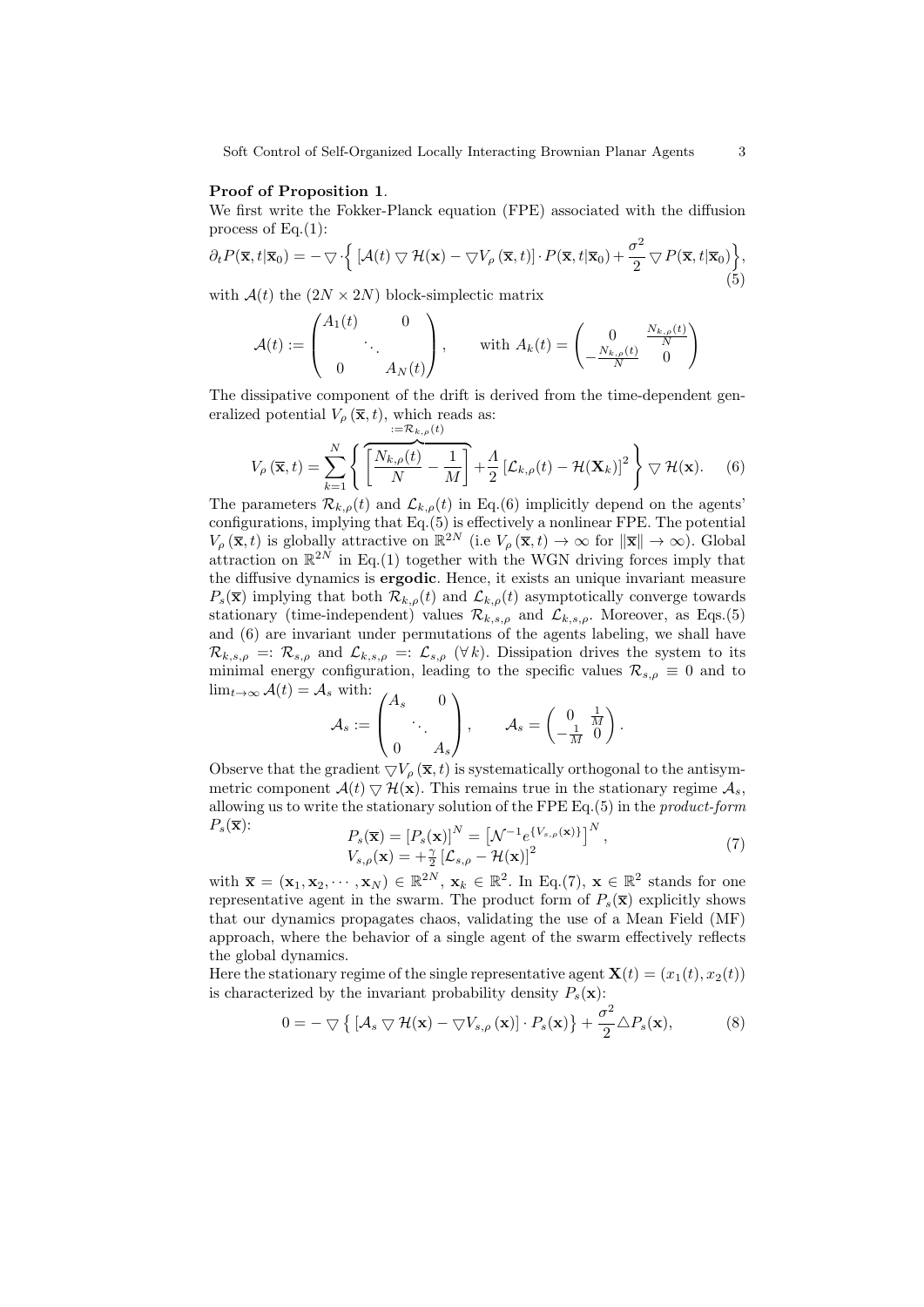**Proof of Proposition 1**.

We first write the Fokker-Planck equation (FPE) associated with the diffusion process of Eq.(1):

$$\partial_t P(\overline{\mathbf{x}}, t|\overline{\mathbf{x}}_0) = -\bigtriangledown \cdot \Big\{ \left[\mathcal{A}(t) \bigtriangledown \mathcal{H}(\mathbf{x}) - \bigtriangledown V_\rho\left(\overline{\mathbf{x}}, t\right)\right] \cdot P(\overline{\mathbf{x}}, t|\overline{\mathbf{x}}_0) + \frac{\sigma^2}{2} \bigtriangledown P(\overline{\mathbf{x}}, t|\overline{\mathbf{x}}_0) \Big\}, \tag{5}$$

with $\mathcal{A}(t)$ the $(2N \times 2N)$ block-simplectic matrix

$$\mathcal{A}(t) := \begin{pmatrix} A_1(t) & & 0 \\ & \ddots & \\ 0 & & A_N(t) \end{pmatrix}, \qquad \text{with } A_k(t) = \begin{pmatrix} 0 & \frac{N_{k,\rho}(t)}{N} \\ -\frac{N_{k,\rho}(t)}{N} & 0 \end{pmatrix}$$

The dissipative component of the drift is derived from the time-dependent generalized potential $V_\rho\left(\overline{\mathbf{x}}, t\right)$, which reads as:

$$V_\rho\left(\overline{\mathbf{x}}, t\right) = \sum_{k=1}^{N} \left\{ \overbrace{\left[\frac{N_{k,\rho}(t)}{N} - \frac{1}{M}\right]}^{:=\mathcal{R}_{k,\rho}(t)} + \frac{\Lambda}{2}\left[\mathcal{L}_{k,\rho}(t) - \mathcal{H}(\mathbf{X}_k)\right]^2 \right\} \bigtriangledown \mathcal{H}(\mathbf{x}). \tag{6}$$

The parameters $\mathcal{R}_{k,\rho}(t)$ and $\mathcal{L}_{k,\rho}(t)$ in Eq.(6) implicitly depend on the agents' configurations, implying that Eq.(5) is effectively a nonlinear FPE. The potential $V_\rho\left(\overline{\mathbf{x}}, t\right)$ is globally attractive on $\mathbb{R}^{2N}$ (i.e $V_\rho\left(\overline{\mathbf{x}}, t\right) \to \infty$ for $\|\overline{\mathbf{x}}\| \to \infty$). Global attraction on $\mathbb{R}^{2N}$ in Eq.(1) together with the WGN driving forces imply that the diffusive dynamics is **ergodic**. Hence, it exists an unique invariant measure $P_s(\overline{\mathbf{x}})$ implying that both $\mathcal{R}_{k,\rho}(t)$ and $\mathcal{L}_{k,\rho}(t)$ asymptotically converge towards stationary (time-independent) values $\mathcal{R}_{k,s,\rho}$ and $\mathcal{L}_{k,s,\rho}$. Moreover, as Eqs.(5) and (6) are invariant under permutations of the agents labeling, we shall have $\mathcal{R}_{k,s,\rho} =: \mathcal{R}_{s,\rho}$ and $\mathcal{L}_{k,s,\rho} =: \mathcal{L}_{s,\rho}$ $(\forall k)$. Dissipation drives the system to its minimal energy configuration, leading to the specific values $\mathcal{R}_{s,\rho} \equiv 0$ and to $\lim_{t\to\infty} \mathcal{A}(t) = \mathcal{A}_s$ with:

$$\mathcal{A}_s := \begin{pmatrix} A_s & & 0 \\ & \ddots & \\ 0 & & A_s \end{pmatrix}, \qquad \mathcal{A}_s = \begin{pmatrix} 0 & \frac{1}{M} \\ -\frac{1}{M} & 0 \end{pmatrix}.$$

Observe that the gradient $\bigtriangledown V_\rho\left(\overline{\mathbf{x}}, t\right)$ is systematically orthogonal to the antisymmetric component $\mathcal{A}(t) \bigtriangledown \mathcal{H}(\mathbf{x})$. This remains true in the stationary regime $\mathcal{A}_s$, allowing us to write the stationary solution of the FPE Eq.(5) in the *product-form* $P_s(\overline{\mathbf{x}})$:

$$\begin{aligned} P_s(\overline{\mathbf{x}}) &= \left[P_s(\mathbf{x})\right]^N = \left[\mathcal{N}^{-1} e^{\{V_{s,\rho}(\mathbf{x})\}}\right]^N, \\ V_{s,\rho}(\mathbf{x}) &= +\frac{\gamma}{2}\left[\mathcal{L}_{s,\rho} - \mathcal{H}(\mathbf{x})\right]^2 \end{aligned} \tag{7}$$

with $\overline{\mathbf{x}} = (\mathbf{x}_1, \mathbf{x}_2, \cdots, \mathbf{x}_N) \in \mathbb{R}^{2N}$, $\mathbf{x}_k \in \mathbb{R}^2$. In Eq.(7), $\mathbf{x} \in \mathbb{R}^2$ stands for one representative agent in the swarm. The product form of $P_s(\overline{\mathbf{x}})$ explicitly shows that our dynamics propagates chaos, validating the use of a Mean Field (MF) approach, where the behavior of a single agent of the swarm effectively reflects the global dynamics.

Here the stationary regime of the single representative agent $\mathbf{X}(t) = (x_1(t), x_2(t))$ is characterized by the invariant probability density $P_s(\mathbf{x})$:

$$0 = -\bigtriangledown \left\{ \left[\mathcal{A}_s \bigtriangledown \mathcal{H}(\mathbf{x}) - \bigtriangledown V_{s,\rho}\left(\mathbf{x}\right)\right] \cdot P_s(\mathbf{x}) \right\} + \frac{\sigma^2}{2} \triangle P_s(\mathbf{x}), \tag{8}$$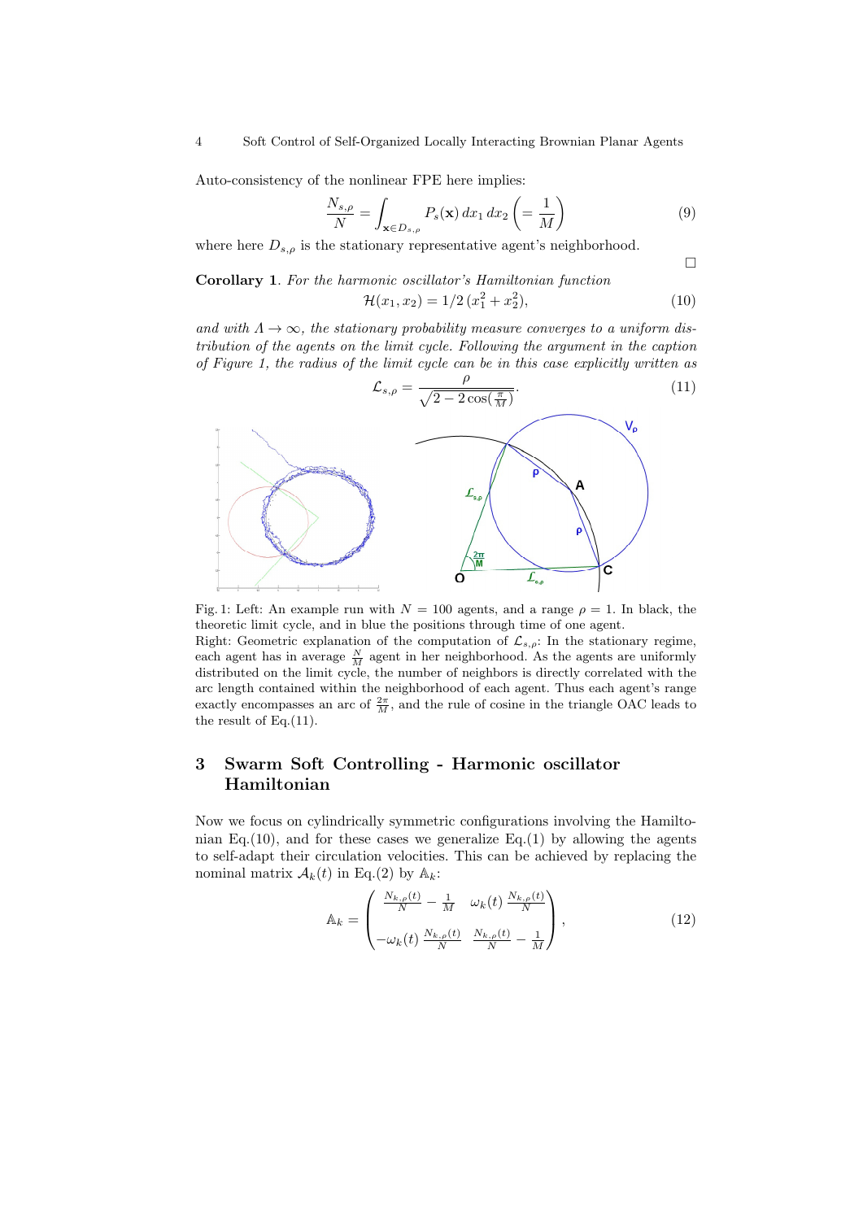Auto-consistency of the nonlinear FPE here implies:

$$\frac{N_{s,\rho}}{N} = \int_{\mathbf{x}\in D_{s,\rho}} P_s(\mathbf{x})\, dx_1\, dx_2 \left(= \frac{1}{M}\right) \tag{9}$$

where here $D_{s,\rho}$ is the stationary representative agent's neighborhood.

□

**Corollary 1**. *For the harmonic oscillator's Hamiltonian function*

$$\mathcal{H}(x_1, x_2) = 1/2\,(x_1^2 + x_2^2), \tag{10}$$

*and with $\Lambda \to \infty$, the stationary probability measure converges to a uniform distribution of the agents on the limit cycle. Following the argument in the caption of Figure 1, the radius of the limit cycle can be in this case explicitly written as*

$$\mathcal{L}_{s,\rho} = \frac{\rho}{\sqrt{2 - 2\cos(\frac{\pi}{M})}}. \tag{11}$$

Fig. 1: Left: An example run with $N = 100$ agents, and a range $\rho = 1$. In black, the theoretic limit cycle, and in blue the positions through time of one agent.
Right: Geometric explanation of the computation of $\mathcal{L}_{s,\rho}$: In the stationary regime, each agent has in average $\frac{N}{M}$ agent in her neighborhood. As the agents are uniformly distributed on the limit cycle, the number of neighbors is directly correlated with the arc length contained within the neighborhood of each agent. Thus each agent's range exactly encompasses an arc of $\frac{2\pi}{M}$, and the rule of cosine in the triangle OAC leads to the result of Eq.(11).

## 3 Swarm Soft Controlling - Harmonic oscillator Hamiltonian

Now we focus on cylindrically symmetric configurations involving the Hamiltonian Eq.(10), and for these cases we generalize Eq.(1) by allowing the agents to self-adapt their circulation velocities. This can be achieved by replacing the nominal matrix $\mathcal{A}_k(t)$ in Eq.(2) by $\mathbb{A}_k$:

$$\mathbb{A}_k = \begin{pmatrix} \frac{N_{k,\rho}(t)}{N} - \frac{1}{M} & \omega_k(t)\,\frac{N_{k,\rho}(t)}{N} \\ -\omega_k(t)\,\frac{N_{k,\rho}(t)}{N} & \frac{N_{k,\rho}(t)}{N} - \frac{1}{M} \end{pmatrix}, \tag{12}$$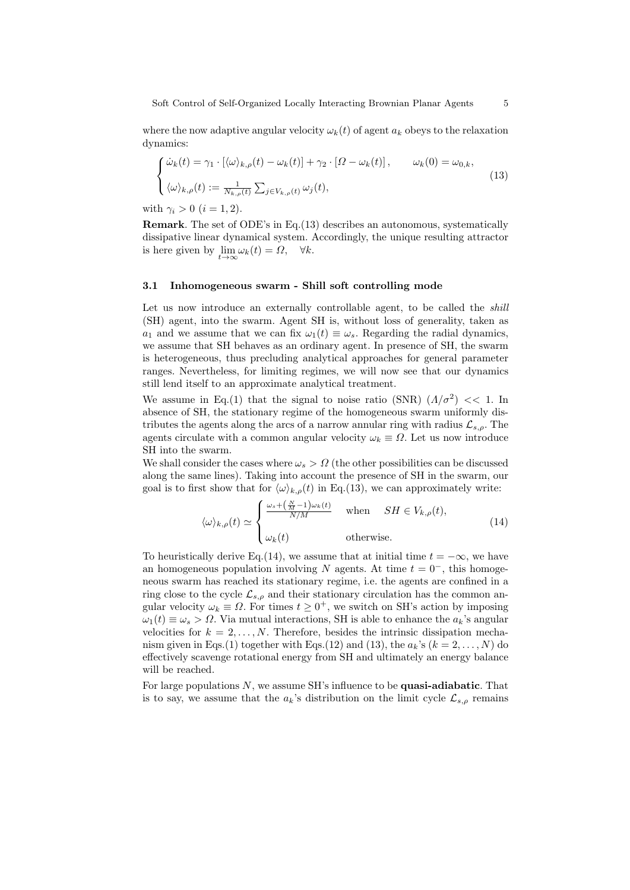where the now adaptive angular velocity $\omega_k(t)$ of agent $a_k$ obeys to the relaxation dynamics:

$$
\begin{cases}
\dot{\omega}_k(t) = \gamma_1 \cdot \left[ \langle \omega \rangle_{k,\rho}(t) - \omega_k(t) \right] + \gamma_2 \cdot \left[ \Omega - \omega_k(t) \right], \qquad \omega_k(0) = \omega_{0,k}, \\
\langle \omega \rangle_{k,\rho}(t) := \frac{1}{N_{k,\rho}(t)} \sum_{j \in V_{k,\rho}(t)} \omega_j(t),
\end{cases}
\tag{13}
$$

with $\gamma_i > 0$ $(i = 1, 2)$.

**Remark**. The set of ODE's in Eq.(13) describes an autonomous, systematically dissipative linear dynamical system. Accordingly, the unique resulting attractor is here given by $\lim_{t \to \infty} \omega_k(t) = \Omega, \quad \forall k$.

### 3.1 Inhomogeneous swarm - Shill soft controlling mode

Let us now introduce an externally controllable agent, to be called the *shill* (SH) agent, into the swarm. Agent SH is, without loss of generality, taken as $a_1$ and we assume that we can fix $\omega_1(t) \equiv \omega_s$. Regarding the radial dynamics, we assume that SH behaves as an ordinary agent. In presence of SH, the swarm is heterogeneous, thus precluding analytical approaches for general parameter ranges. Nevertheless, for limiting regimes, we will now see that our dynamics still lend itself to an approximate analytical treatment.

We assume in Eq.(1) that the signal to noise ratio (SNR) $(\Lambda/\sigma^2) << 1$. In absence of SH, the stationary regime of the homogeneous swarm uniformly distributes the agents along the arcs of a narrow annular ring with radius $\mathcal{L}_{s,\rho}$. The agents circulate with a common angular velocity $\omega_k \equiv \Omega$. Let us now introduce SH into the swarm.

We shall consider the cases where $\omega_s > \Omega$ (the other possibilities can be discussed along the same lines). Taking into account the presence of SH in the swarm, our goal is to first show that for $\langle \omega \rangle_{k,\rho}(t)$ in Eq.(13), we can approximately write:

$$
\langle \omega \rangle_{k,\rho}(t) \simeq
\begin{cases}
\frac{\omega_s + \left( \frac{N}{M} - 1 \right) \omega_k(t)}{N/M} & \text{when} \quad SH \in V_{k,\rho}(t), \\
\omega_k(t) & \text{otherwise.}
\end{cases}
\tag{14}
$$

To heuristically derive Eq.(14), we assume that at initial time $t = -\infty$, we have an homogeneous population involving $N$ agents. At time $t = 0^-$, this homogeneous swarm has reached its stationary regime, i.e. the agents are confined in a ring close to the cycle $\mathcal{L}_{s,\rho}$ and their stationary circulation has the common angular velocity $\omega_k \equiv \Omega$. For times $t \geq 0^+$, we switch on SH's action by imposing $\omega_1(t) \equiv \omega_s > \Omega$. Via mutual interactions, SH is able to enhance the $a_k$'s angular velocities for $k = 2, \ldots, N$. Therefore, besides the intrinsic dissipation mechanism given in Eqs.(1) together with Eqs.(12) and (13), the $a_k$'s $(k = 2, \ldots, N)$ do effectively scavenge rotational energy from SH and ultimately an energy balance will be reached.

For large populations $N$, we assume SH's influence to be **quasi-adiabatic**. That is to say, we assume that the $a_k$'s distribution on the limit cycle $\mathcal{L}_{s,\rho}$ remains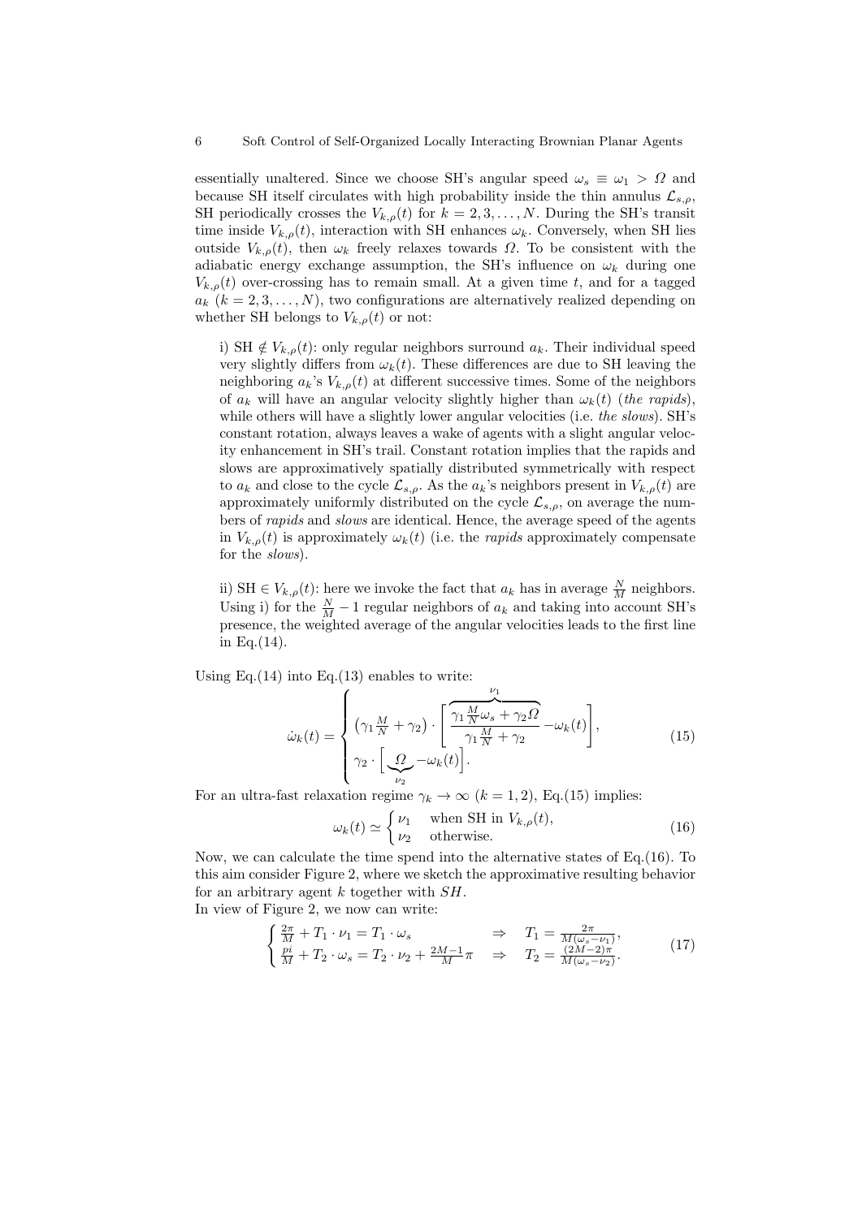essentially unaltered. Since we choose SH's angular speed $\omega_s \equiv \omega_1 > \Omega$ and because SH itself circulates with high probability inside the thin annulus $\mathcal{L}_{s,\rho}$, SH periodically crosses the $V_{k,\rho}(t)$ for $k = 2, 3, \ldots, N$. During the SH's transit time inside $V_{k,\rho}(t)$, interaction with SH enhances $\omega_k$. Conversely, when SH lies outside $V_{k,\rho}(t)$, then $\omega_k$ freely relaxes towards $\Omega$. To be consistent with the adiabatic energy exchange assumption, the SH's influence on $\omega_k$ during one $V_{k,\rho}(t)$ over-crossing has to remain small. At a given time $t$, and for a tagged $a_k$ $(k = 2, 3, \ldots, N)$, two configurations are alternatively realized depending on whether SH belongs to $V_{k,\rho}(t)$ or not:

i) SH $\notin V_{k,\rho}(t)$: only regular neighbors surround $a_k$. Their individual speed very slightly differs from $\omega_k(t)$. These differences are due to SH leaving the neighboring $a_k$'s $V_{k,\rho}(t)$ at different successive times. Some of the neighbors of $a_k$ will have an angular velocity slightly higher than $\omega_k(t)$ (*the rapids*), while others will have a slightly lower angular velocities (i.e. *the slows*). SH's constant rotation, always leaves a wake of agents with a slight angular velocity enhancement in SH's trail. Constant rotation implies that the rapids and slows are approximatively spatially distributed symmetrically with respect to $a_k$ and close to the cycle $\mathcal{L}_{s,\rho}$. As the $a_k$'s neighbors present in $V_{k,\rho}(t)$ are approximately uniformly distributed on the cycle $\mathcal{L}_{s,\rho}$, on average the numbers of *rapids* and *slows* are identical. Hence, the average speed of the agents in $V_{k,\rho}(t)$ is approximately $\omega_k(t)$ (i.e. the *rapids* approximately compensate for the *slows*).

ii) SH $\in V_{k,\rho}(t)$: here we invoke the fact that $a_k$ has in average $\frac{N}{M}$ neighbors. Using i) for the $\frac{N}{M} - 1$ regular neighbors of $a_k$ and taking into account SH's presence, the weighted average of the angular velocities leads to the first line in Eq.(14).

Using Eq.(14) into Eq.(13) enables to write:

$$\dot{\omega}_k(t) = \begin{cases} \left(\gamma_1 \frac{M}{N} + \gamma_2\right) \cdot \left[ \overbrace{\frac{\gamma_1 \frac{M}{N}\omega_s + \gamma_2 \Omega}{\gamma_1 \frac{M}{N} + \gamma_2}}^{\nu_1} - \omega_k(t) \right], \\ \gamma_2 \cdot \Big[ \underbrace{\Omega}_{\nu_2} - \omega_k(t) \Big]. \end{cases} \tag{15}$$

For an ultra-fast relaxation regime $\gamma_k \to \infty$ $(k = 1, 2)$, Eq.(15) implies:

$$\omega_k(t) \simeq \begin{cases} \nu_1 & \text{when SH in } V_{k,\rho}(t), \\ \nu_2 & \text{otherwise.} \end{cases} \tag{16}$$

Now, we can calculate the time spend into the alternative states of Eq.(16). To this aim consider Figure 2, where we sketch the approximative resulting behavior for an arbitrary agent $k$ together with $SH$.
In view of Figure 2, we now can write:

$$\begin{cases} \frac{2\pi}{M} + T_1 \cdot \nu_1 = T_1 \cdot \omega_s & \Rightarrow \quad T_1 = \frac{2\pi}{M(\omega_s - \nu_1)}, \\ \frac{pi}{M} + T_2 \cdot \omega_s = T_2 \cdot \nu_2 + \frac{2M-1}{M}\pi & \Rightarrow \quad T_2 = \frac{(2M-2)\pi}{M(\omega_s - \nu_2)}. \end{cases} \tag{17}$$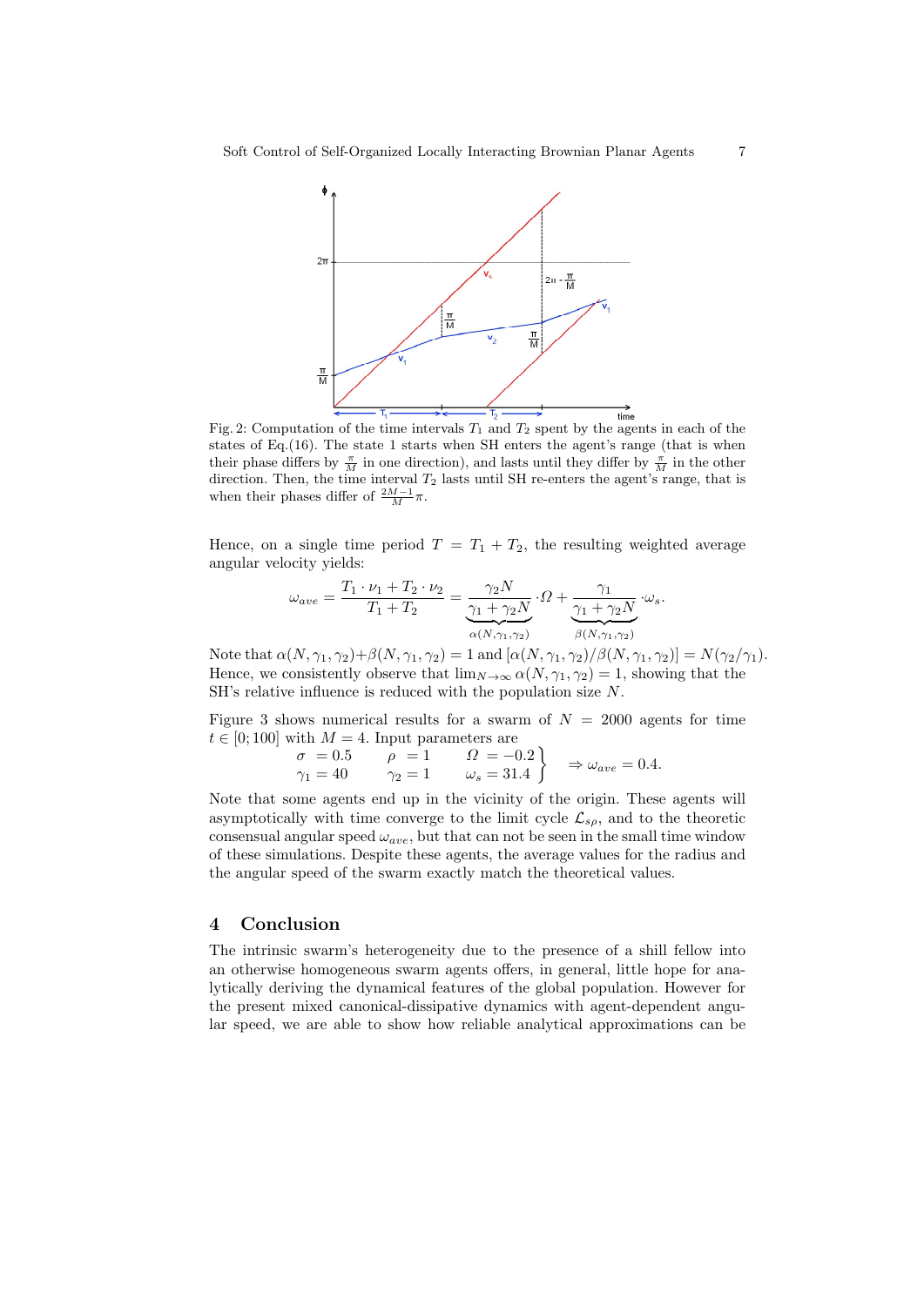Fig. 2: Computation of the time intervals $T_1$ and $T_2$ spent by the agents in each of the states of Eq.(16). The state 1 starts when SH enters the agent's range (that is when their phase differs by $\frac{\pi}{M}$ in one direction), and lasts until they differ by $\frac{\pi}{M}$ in the other direction. Then, the time interval $T_2$ lasts until SH re-enters the agent's range, that is when their phases differ of $\frac{2M-1}{M}\pi$.

Hence, on a single time period $T = T_1 + T_2$, the resulting weighted average angular velocity yields:

$$\omega_{ave} = \frac{T_1 \cdot \nu_1 + T_2 \cdot \nu_2}{T_1 + T_2} = \underbrace{\frac{\gamma_2 N}{\gamma_1 + \gamma_2 N}}_{\alpha(N,\gamma_1,\gamma_2)} \cdot \Omega + \underbrace{\frac{\gamma_1}{\gamma_1 + \gamma_2 N}}_{\beta(N,\gamma_1,\gamma_2)} \cdot \omega_s .$$

Note that $\alpha(N, \gamma_1, \gamma_2) + \beta(N, \gamma_1, \gamma_2) = 1$ and $[\alpha(N, \gamma_1, \gamma_2)/\beta(N, \gamma_1, \gamma_2)] = N(\gamma_2/\gamma_1)$. Hence, we consistently observe that $\lim_{N\to\infty} \alpha(N, \gamma_1, \gamma_2) = 1$, showing that the SH's relative influence is reduced with the population size $N$.

Figure 3 shows numerical results for a swarm of $N = 2000$ agents for time $t \in [0; 100]$ with $M = 4$. Input parameters are

$$\left.\begin{array}{lll} \sigma = 0.5 & \rho = 1 & \Omega = -0.2 \\ \gamma_1 = 40 & \gamma_2 = 1 & \omega_s = 31.4 \end{array}\right\} \Rightarrow \omega_{ave} = 0.4.$$

Note that some agents end up in the vicinity of the origin. These agents will asymptotically with time converge to the limit cycle $\mathcal{L}_{s\rho}$, and to the theoretic consensual angular speed $\omega_{ave}$, but that can not be seen in the small time window of these simulations. Despite these agents, the average values for the radius and the angular speed of the swarm exactly match the theoretical values.

## 4 Conclusion

The intrinsic swarm's heterogeneity due to the presence of a shill fellow into an otherwise homogeneous swarm agents offers, in general, little hope for analytically deriving the dynamical features of the global population. However for the present mixed canonical-dissipative dynamics with agent-dependent angular speed, we are able to show how reliable analytical approximations can be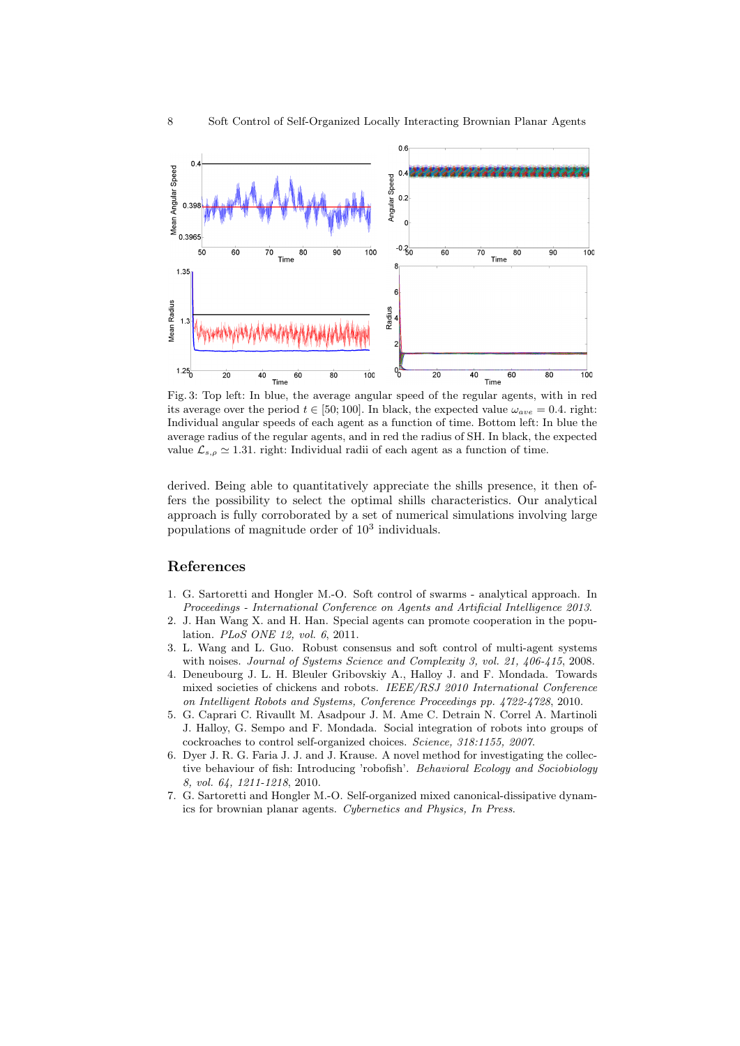Mean Angular Speed

0.4

0.398

0.3965

50 60 70 80 90 100

Time

Angular Speed

0.6

0.4

0.2

0

-0.2

50 60 70 80 90 100

Time

Mean Radius

1.35

1.3

1.25

0 20 40 60 80 100

Time

Radius

8

6

4

2

0

0 20 40 60 80 100

Time

Fig. 3: Top left: In blue, the average angular speed of the regular agents, with in red its average over the period $t \in [50; 100]$. In black, the expected value $\omega_{ave} = 0.4$. right: Individual angular speeds of each agent as a function of time. Bottom left: In blue the average radius of the regular agents, and in red the radius of SH. In black, the expected value $\mathcal{L}_{s,\rho} \simeq 1.31$. right: Individual radii of each agent as a function of time.

derived. Being able to quantitatively appreciate the shills presence, it then offers the possibility to select the optimal shills characteristics. Our analytical approach is fully corroborated by a set of numerical simulations involving large populations of magnitude order of $10^3$ individuals.

## References

1. G. Sartoretti and Hongler M.-O. Soft control of swarms - analytical approach. In *Proceedings - International Conference on Agents and Artificial Intelligence 2013.*
2. J. Han Wang X. and H. Han. Special agents can promote cooperation in the population. *PLoS ONE 12, vol. 6*, 2011.
3. L. Wang and L. Guo. Robust consensus and soft control of multi-agent systems with noises. *Journal of Systems Science and Complexity 3, vol. 21, 406-415*, 2008.
4. Deneubourg J. L. H. Bleuler Gribovskiy A., Halloy J. and F. Mondada. Towards mixed societies of chickens and robots. *IEEE/RSJ 2010 International Conference on Intelligent Robots and Systems, Conference Proceedings pp. 4722-4728*, 2010.
5. G. Caprari C. Rivault M. Asadpour J. M. Ame C. Detrain N. Correl A. Martinoli J. Halloy, G. Sempo and F. Mondada. Social integration of robots into groups of cockroaches to control self-organized choices. *Science, 318:1155, 2007.*
6. Dyer J. R. G. Faria J. J. and J. Krause. A novel method for investigating the collective behaviour of fish: Introducing 'robofish'. *Behavioral Ecology and Sociobiology 8, vol. 64, 1211-1218*, 2010.
7. G. Sartoretti and Hongler M.-O. Self-organized mixed canonical-dissipative dynamics for brownian planar agents. *Cybernetics and Physics, In Press.*